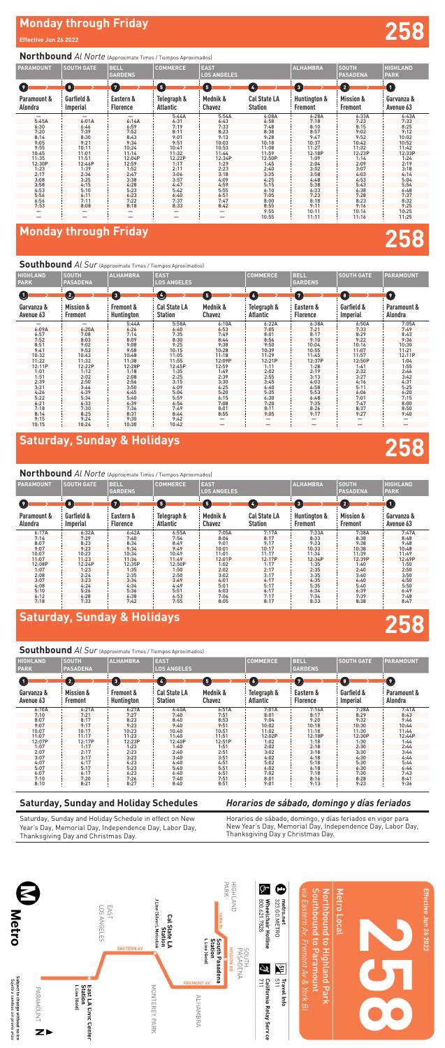# Monday through Friday

**Effective Jun 26 2022**

# 258

## Northbound *Al Norte* (Approximate Times / Tiempos Aproximados)

| PARAMOUNT | SOUTH GATE | BELL GARDENS | COMMERCE | EAST LOS ANGELES | | ALHAMBRA | SOUTH PASADENA | HIGHLAND PARK |
|---|---|---|---|---|---|---|---|---|
| 9 | 8 | 7 | 6 | 5 | 4 | 3 | 2 | 1 |
| Paramount & Alondra | Garfield & Imperial | Eastern & Florence | Telegraph & Atlantic | Mednik & Chavez | Cal State LA Station | Huntington & Fremont | Mission & Fremont | Garvanza & Avenue 63 |
| — | — | — | 5:44A | 5:54A | 6:08A | 6:28A | 6:33A | 6:43A |
| 5:45A | 6:01A | 6:14A | 6:31 | 6:43 | 6:58 | 7:18 | 7:23 | 7:33 |
| 6:30 | 6:46 | 6:59 | 7:19 | 7:33 | 7:48 | 8:10 | 8:15 | 8:25 |
| 7:20 | 7:39 | 7:52 | 8:11 | 8:23 | 8:38 | 8:57 | 9:02 | 9:12 |
| 8:14 | 8:30 | 8:43 | 9:01 | 9:13 | 9:28 | 9:47 | 9:52 | 10:02 |
| 9:05 | 9:21 | 9:34 | 9:51 | 10:03 | 10:18 | 10:37 | 10:42 | 10:52 |
| 9:55 | 10:11 | 10:24 | 10:41 | 10:53 | 11:08 | 11:27 | 11:32 | 11:42 |
| 10:45 | 11:01 | 11:14 | 11:32 | 11:44 | 11:59 | 12:18P | 12:23P | 12:33P |
| 11:35 | 11:51 | 12:04P | 12:22P | 12:34P | 12:50P | 1:09 | 1:14 | 1:24 |
| 12:30P | 12:46P | 12:59 | 1:17 | 1:29 | 1:45 | 2:04 | 2:09 | 2:19 |
| 1:23 | 1:39 | 1:52 | 2:11 | 2:23 | 2:40 | 3:02 | 3:07 | 3:18 |
| 2:17 | 2:34 | 2:47 | 3:06 | 3:18 | 3:35 | 3:58 | 4:03 | 4:14 |
| 3:08 | 3:25 | 3:38 | 3:57 | 4:09 | 4:25 | 4:48 | 4:53 | 5:04 |
| 3:58 | 4:15 | 4:28 | 4:47 | 4:59 | 5:15 | 5:38 | 5:43 | 5:54 |
| 4:53 | 5:10 | 5:23 | 5:42 | 5:55 | 6:10 | 6:33 | 6:38 | 6:48 |
| 5:56 | 6:11 | 6:23 | 6:40 | 6:51 | 7:05 | 7:23 | 7:28 | 7:37 |
| 6:56 | 7:11 | 7:22 | 7:37 | 7:47 | 8:00 | 8:18 | 8:23 | 8:32 |
| 7:53 | 8:08 | 8:18 | 8:33 | 8:42 | 8:55 | 9:11 | 9:16 | 9:25 |
| — | — | — | — | — | 9:55 | 10:11 | 10:16 | 10:25 |
| — | — | — | — | — | 10:55 | 11:11 | 11:16 | 11:25 |

# Monday through Friday

# 258

## Southbound *Al Sur* (Approximate Times / Tiempos Aproximados)

| HIGHLAND PARK | SOUTH PASADENA | ALHAMBRA | EAST LOS ANGELES | | COMMERCE | BELL GARDENS | SOUTH GATE | PARAMOUNT |
|---|---|---|---|---|---|---|---|---|
| 1 | 2 | 3 | 4 | 5 | 6 | 7 | 8 | 9 |
| Garvanza & Avenue 63 | Mission & Fremont | Fremont & Huntington | Cal State LA Station | Mednik & Chavez | Telegraph & Atlantic | Eastern & Florence | Garfield & Imperial | Paramount & Alondra |
| — | — | 5:44A | 5:58A | 6:10A | 6:22A | 6:38A | 6:50A | 7:05A |
| 6:09A | 6:20A | 6:26 | 6:40 | 6:53 | 7:05 | 7:21 | 7:33 | 7:49 |
| 6:57 | 7:08 | 7:14 | 7:35 | 7:49 | 8:01 | 8:17 | 8:29 | 8:43 |
| 7:52 | 8:03 | 8:09 | 8:30 | 8:44 | 8:56 | 9:10 | 9:22 | 9:36 |
| 8:51 | 9:02 | 9:08 | 9:25 | 9:38 | 9:50 | 10:04 | 10:16 | 10:30 |
| 9:41 | 9:52 | 9:58 | 10:15 | 10:28 | 10:39 | 10:55 | 11:07 | 11:21 |
| 10:32 | 10:42 | 10:48 | 11:05 | 11:18 | 11:29 | 11:45 | 11:57 | 12:11P |
| 11:22 | 11:32 | 11:38 | 11:55 | 12:09P | 12:21P | 12:37P | 12:50P | 1:04 |
| 12:11P | 12:22P | 12:28P | 12:45P | 12:59 | 1:11 | 1:28 | 1:41 | 1:55 |
| 1:01 | 1:12 | 1:18 | 1:35 | 1:49 | 2:02 | 2:19 | 2:32 | 2:46 |
| 1:51 | 2:02 | 2:08 | 2:25 | 2:39 | 2:55 | 3:13 | 3:27 | 3:42 |
| 2:39 | 2:50 | 2:56 | 3:15 | 3:30 | 3:45 | 4:03 | 4:16 | 4:31 |
| 3:31 | 3:44 | 3:50 | 4:09 | 4:25 | 4:40 | 4:58 | 5:11 | 5:25 |
| 4:26 | 4:39 | 4:45 | 5:04 | 5:20 | 5:35 | 5:53 | 6:06 | 6:20 |
| 5:22 | 5:34 | 5:40 | 5:59 | 6:15 | 6:30 | 6:48 | 7:01 | 7:15 |
| 6:21 | 6:33 | 6:39 | 6:54 | 7:08 | 7:20 | 7:35 | 7:47 | 8:00 |
| 7:18 | 7:30 | 7:36 | 7:49 | 8:01 | 8:11 | 8:26 | 8:37 | 8:50 |
| 8:14 | 8:25 | 8:31 | 8:44 | 8:55 | 9:05 | 9:17 | 9:27 | 9:40 |
| 9:15 | 9:24 | 9:30 | 9:42 | — | — | — | — | — |
| 10:15 | 10:24 | 10:30 | 10:42 | — | — | — | — | — |

# Saturday, Sunday & Holidays

# 258

## Northbound *Al Norte* (Approximate Times / Tiempos Aproximados)

| PARAMOUNT | SOUTH GATE | BELL GARDENS | COMMERCE | EAST LOS ANGELES | | ALHAMBRA | SOUTH PASADENA | HIGHLAND PARK |
|---|---|---|---|---|---|---|---|---|
| 9 | 8 | 7 | 6 | 5 | 4 | 3 | 2 | 1 |
| Paramount & Alondra | Garfield & Imperial | Eastern & Florence | Telegraph & Atlantic | Mednik & Chavez | Cal State LA Station | Huntington & Fremont | Mission & Fremont | Garvanza & Avenue 63 |
| 6:17A | 6:32A | 6:42A | 6:55A | 7:05A | 7:17A | 7:33A | 7:38A | 7:47A |
| 7:14 | 7:29 | 7:40 | 7:54 | 8:04 | 8:17 | 8:33 | 8:38 | 8:48 |
| 8:07 | 8:23 | 8:34 | 8:49 | 9:01 | 9:17 | 9:33 | 9:38 | 9:48 |
| 9:07 | 9:23 | 9:34 | 9:49 | 10:01 | 10:17 | 10:33 | 10:38 | 10:48 |
| 10:07 | 10:23 | 10:34 | 10:49 | 11:01 | 11:17 | 11:34 | 11:39 | 11:49 |
| 11:07 | 11:23 | 11:34 | 11:49 | 12:01P | 12:17P | 12:34P | 12:39P | 12:49P |
| 12:08P | 12:24P | 12:35P | 12:50P | 1:02 | 1:17 | 1:35 | 1:40 | 1:50 |
| 1:07 | 1:23 | 1:35 | 1:50 | 2:02 | 2:17 | 2:35 | 2:40 | 2:50 |
| 2:07 | 2:24 | 2:35 | 2:50 | 3:02 | 3:17 | 3:35 | 3:40 | 3:50 |
| 3:07 | 3:23 | 3:34 | 3:49 | 4:01 | 4:17 | 4:35 | 4:40 | 4:50 |
| 4:08 | 4:24 | 4:34 | 4:49 | 5:01 | 5:17 | 5:35 | 5:40 | 5:50 |
| 5:10 | 5:26 | 5:36 | 5:51 | 6:03 | 6:17 | 6:34 | 6:39 | 6:49 |
| 6:12 | 6:28 | 6:38 | 6:53 | 7:04 | 7:17 | 7:34 | 7:39 | 7:48 |
| 7:18 | 7:33 | 7:42 | 7:55 | 8:05 | 8:17 | 8:33 | 8:38 | 8:47 |

# Saturday, Sunday & Holidays

# 258

## Southbound *Al Sur* (Approximate Times / Tiempos Aproximados)

| HIGHLAND PARK | SOUTH PASADENA | ALHAMBRA | EAST LOS ANGELES | | COMMERCE | BELL GARDENS | SOUTH GATE | PARAMOUNT |
|---|---|---|---|---|---|---|---|---|
| 1 | 2 | 3 | 4 | 5 | 6 | 7 | 8 | 9 |
| Garvanza & Avenue 63 | Mission & Fremont | Fremont & Huntington | Cal State LA Station | Mednik & Chavez | Telegraph & Atlantic | Eastern & Florence | Garfield & Imperial | Paramount & Alondra |
| 6:10A | 6:21A | 6:27A | 6:40A | 6:51A | 7:01A | 7:16A | 7:28A | 7:41A |
| 7:10 | 7:21 | 7:27 | 7:40 | 7:51 | 8:01 | 8:17 | 8:29 | 8:43 |
| 8:07 | 8:17 | 8:23 | 8:40 | 8:53 | 9:04 | 9:20 | 9:32 | 9:46 |
| 9:07 | 9:17 | 9:23 | 9:40 | 9:51 | 10:02 | 10:18 | 10:30 | 10:44 |
| 10:07 | 10:17 | 10:23 | 10:40 | 10:51 | 11:02 | 11:18 | 11:30 | 11:44 |
| 11:07 | 11:17 | 11:23 | 11:40 | 11:51 | 12:02P | 12:18P | 12:30P | 12:44P |
| 12:07P | 12:17P | 12:23P | 12:40P | 12:51P | 1:02 | 1:18 | 1:30 | 1:44 |
| 1:07 | 1:17 | 1:23 | 1:40 | 1:51 | 2:02 | 2:18 | 2:30 | 2:44 |
| 2:07 | 2:17 | 2:23 | 2:40 | 2:51 | 3:02 | 3:18 | 3:30 | 3:44 |
| 3:07 | 3:17 | 3:23 | 3:40 | 3:51 | 4:02 | 4:18 | 4:30 | 4:44 |
| 4:07 | 4:17 | 4:23 | 4:40 | 4:51 | 5:02 | 5:18 | 5:30 | 5:44 |
| 5:07 | 5:17 | 5:23 | 5:40 | 5:51 | 6:02 | 6:18 | 6:30 | 6:44 |
| 6:07 | 6:17 | 6:23 | 6:40 | 6:51 | 7:02 | 7:18 | 7:30 | 7:43 |
| 7:10 | 7:20 | 7:26 | 7:40 | 7:51 | 8:01 | 8:16 | 8:28 | 8:41 |
| 8:10 | 8:21 | 8:27 | 8:40 | 8:51 | 9:01 | 9:13 | 9:23 | 9:36 |

## Saturday, Sunday and Holiday Schedules

Saturday, Sunday and Holiday Schedule in effect on New Year's Day, Memorial Day, Independence Day, Labor Day, Thanksgiving Day and Christmas Day.

## *Horarios de sábado, domingo y días feriados*

Horarios de sábado, domingo, y días feriados en vigor para New Year's Day, Memorial Day, Independence Day, Labor Day, Thanksgiving Day y Christmas Day.

Metro

EAST LOS ANGELES

Cal State LA Station
J Line (Silver) L Metrolink

EASTERN AV

HIGHLAND PARK

YORK BL

South Pasadena Station
L Line (Gold)

SOUTH PASADENA

MISSION RD

FREMONT AV

ALHAMBRA

MONTEREY PARK

East LA Civic Center Station
L Line (Gold)

PARAMOUNT

Subject to change without notice
Sujeto a cambios sin previo aviso

metro.net
323.GO.METRO

Wheelchair Hotline
800.621.7828

Travel Info
511

California Relay Service
711

Metro Local

Northbound to Highland Park
Southbound to Paramount
*via Eastern Av, Fremont Av & York Bl*

258

Effective Jun 26 2022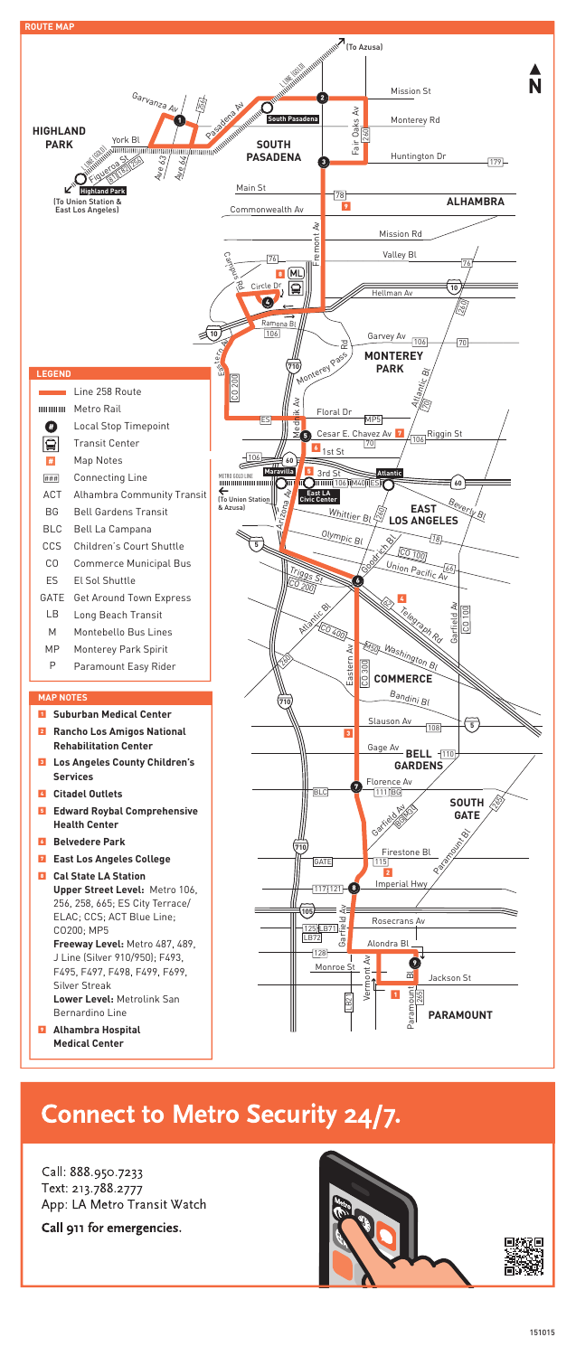ROUTE MAP

## LEGEND

- Line 258 Route
- Metro Rail
- Local Stop Timepoint
- Transit Center
- Map Notes
- ### Connecting Line
- ACT Alhambra Community Transit
- BG Bell Gardens Transit
- BLC Bell La Campana
- CCS Children's Court Shuttle
- CO Commerce Municipal Bus
- ES El Sol Shuttle
- GATE Get Around Town Express
- LB Long Beach Transit
- M Montebello Bus Lines
- MP Monterey Park Spirit
- P Paramount Easy Rider

## MAP NOTES

1. **Suburban Medical Center**
2. **Rancho Los Amigos National Rehabilitation Center**
3. **Los Angeles County Children's Services**
4. **Citadel Outlets**
5. **Edward Roybal Comprehensive Health Center**
6. **Belvedere Park**
7. **East Los Angeles College**
8. **Cal State LA Station**
   **Upper Street Level:** Metro 106, 256, 258, 665; ES City Terrace/ ELAC; CCS; ACT Blue Line; CO200; MP5
   **Freeway Level:** Metro 487, 489, J Line (Silver 910/950); F493, F495, F497, F498, F499, F699, Silver Streak
   **Lower Level:** Metrolink San Bernardino Line
9. **Alhambra Hospital Medical Center**

# Connect to Metro Security 24/7.

Call: 888.950.7233
Text: 213.788.2777
App: LA Metro Transit Watch

**Call 911 for emergencies.**

151015